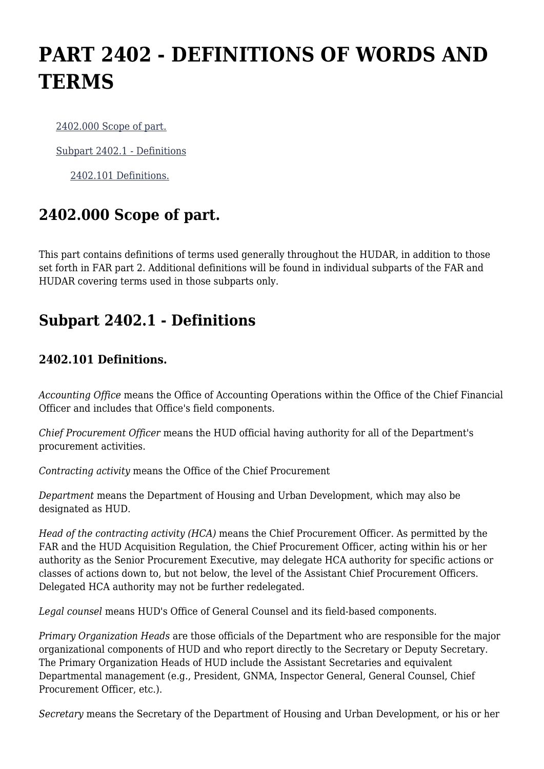# PART 2402 - DEFINITIONS OF WORDS AND TERMS

2402.000 Scope of part.

Subpart 2402.1 - Definitions

2402.101 Definitions.

## 2402.000 Scope of part.

This part contains definitions of terms used generally throughout the HUDAR, in addition to those set forth in FAR part 2. Additional definitions will be found in individual subparts of the FAR and HUDAR covering terms used in those subparts only.

## Subpart 2402.1 - Definitions

### 2402.101 Definitions.

*Accounting Office* means the Office of Accounting Operations within the Office of the Chief Financial Officer and includes that Office's field components.

*Chief Procurement Officer* means the HUD official having authority for all of the Department's procurement activities.

*Contracting activity* means the Office of the Chief Procurement

*Department* means the Department of Housing and Urban Development, which may also be designated as HUD.

*Head of the contracting activity (HCA)* means the Chief Procurement Officer. As permitted by the FAR and the HUD Acquisition Regulation, the Chief Procurement Officer, acting within his or her authority as the Senior Procurement Executive, may delegate HCA authority for specific actions or classes of actions down to, but not below, the level of the Assistant Chief Procurement Officers. Delegated HCA authority may not be further redelegated.

*Legal counsel* means HUD's Office of General Counsel and its field-based components.

*Primary Organization Heads* are those officials of the Department who are responsible for the major organizational components of HUD and who report directly to the Secretary or Deputy Secretary. The Primary Organization Heads of HUD include the Assistant Secretaries and equivalent Departmental management (e.g., President, GNMA, Inspector General, General Counsel, Chief Procurement Officer, etc.).

*Secretary* means the Secretary of the Department of Housing and Urban Development, or his or her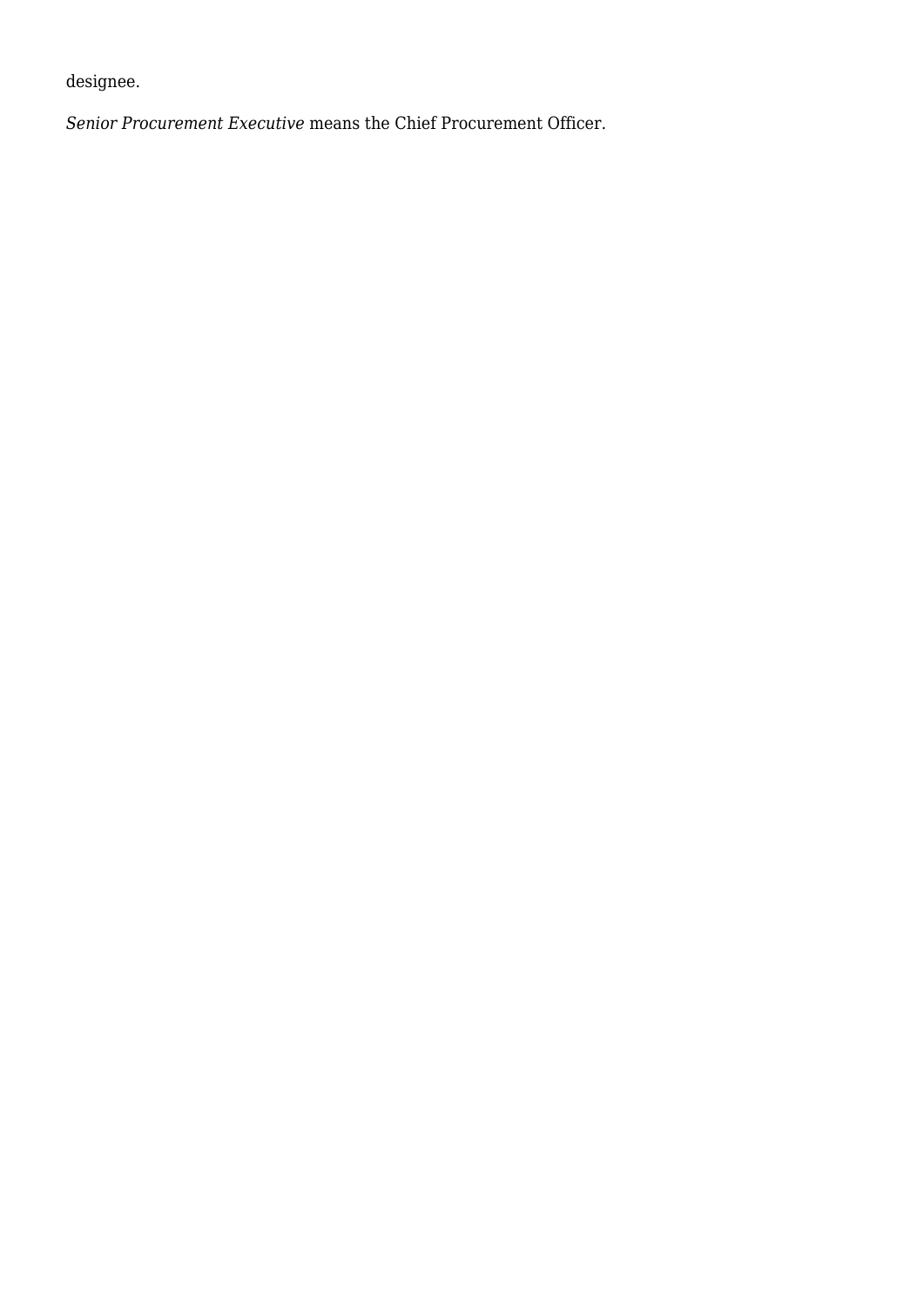designee.

*Senior Procurement Executive* means the Chief Procurement Officer.